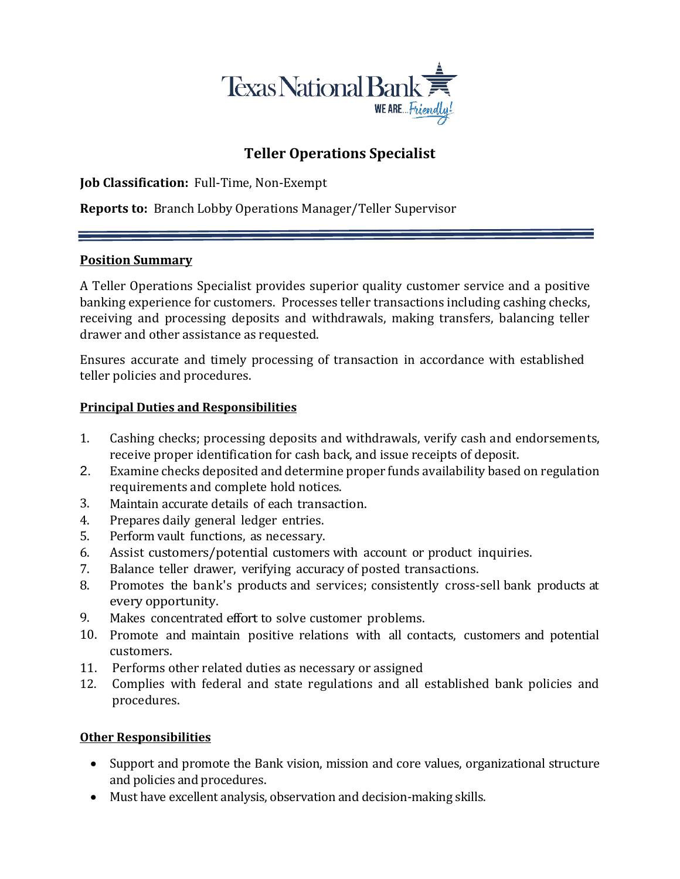Texas National Bank

WE ARE... Friendly!

# Teller Operations Specialist

**Job Classification:** Full-Time, Non-Exempt

**Reports to:** Branch Lobby Operations Manager/Teller Supervisor

---

## Position Summary

A Teller Operations Specialist provides superior quality customer service and a positive banking experience for customers. Processes teller transactions including cashing checks, receiving and processing deposits and withdrawals, making transfers, balancing teller drawer and other assistance as requested.

Ensures accurate and timely processing of transaction in accordance with established teller policies and procedures.

## Principal Duties and Responsibilities

1. Cashing checks; processing deposits and withdrawals, verify cash and endorsements, receive proper identification for cash back, and issue receipts of deposit.
2. Examine checks deposited and determine proper funds availability based on regulation requirements and complete hold notices.
3. Maintain accurate details of each transaction.
4. Prepares daily general ledger entries.
5. Perform vault functions, as necessary.
6. Assist customers/potential customers with account or product inquiries.
7. Balance teller drawer, verifying accuracy of posted transactions.
8. Promotes the bank's products and services; consistently cross-sell bank products at every opportunity.
9. Makes concentrated effort to solve customer problems.
10. Promote and maintain positive relations with all contacts, customers and potential customers.
11. Performs other related duties as necessary or assigned
12. Complies with federal and state regulations and all established bank policies and procedures.

## Other Responsibilities

- Support and promote the Bank vision, mission and core values, organizational structure and policies and procedures.
- Must have excellent analysis, observation and decision-making skills.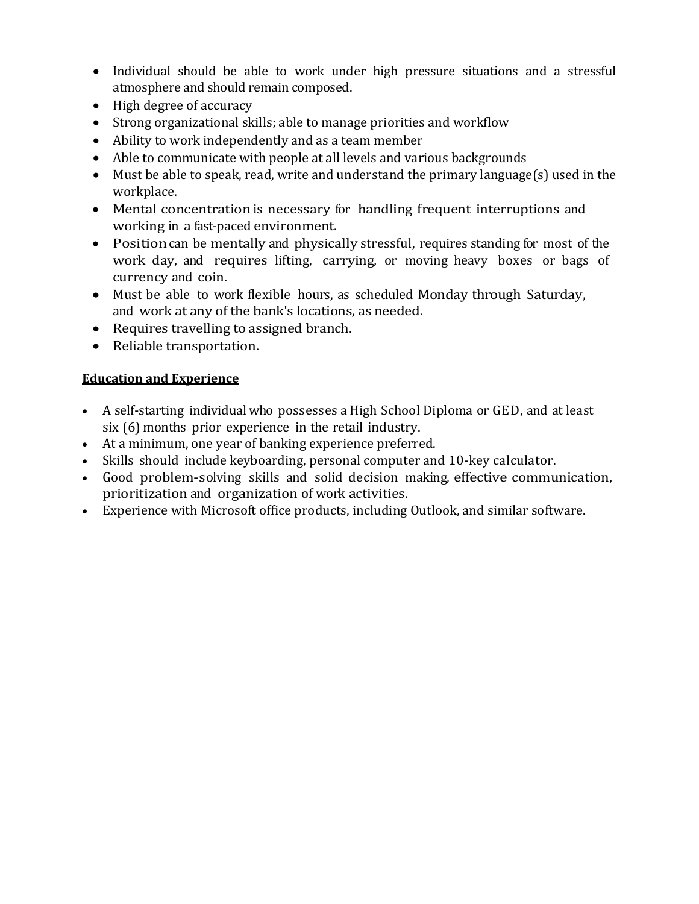- Individual should be able to work under high pressure situations and a stressful atmosphere and should remain composed.
- High degree of accuracy
- Strong organizational skills; able to manage priorities and workflow
- Ability to work independently and as a team member
- Able to communicate with people at all levels and various backgrounds
- Must be able to speak, read, write and understand the primary language(s) used in the workplace.
- Mental concentration is necessary for handling frequent interruptions and working in a fast-paced environment.
- Position can be mentally and physically stressful, requires standing for most of the work day, and requires lifting, carrying, or moving heavy boxes or bags of currency and coin.
- Must be able to work flexible hours, as scheduled Monday through Saturday, and work at any of the bank's locations, as needed.
- Requires travelling to assigned branch.
- Reliable transportation.

**Education and Experience**

- A self-starting individual who possesses a High School Diploma or GED, and at least six (6) months prior experience in the retail industry.
- At a minimum, one year of banking experience preferred.
- Skills should include keyboarding, personal computer and 10-key calculator.
- Good problem-solving skills and solid decision making, effective communication, prioritization and organization of work activities.
- Experience with Microsoft office products, including Outlook, and similar software.